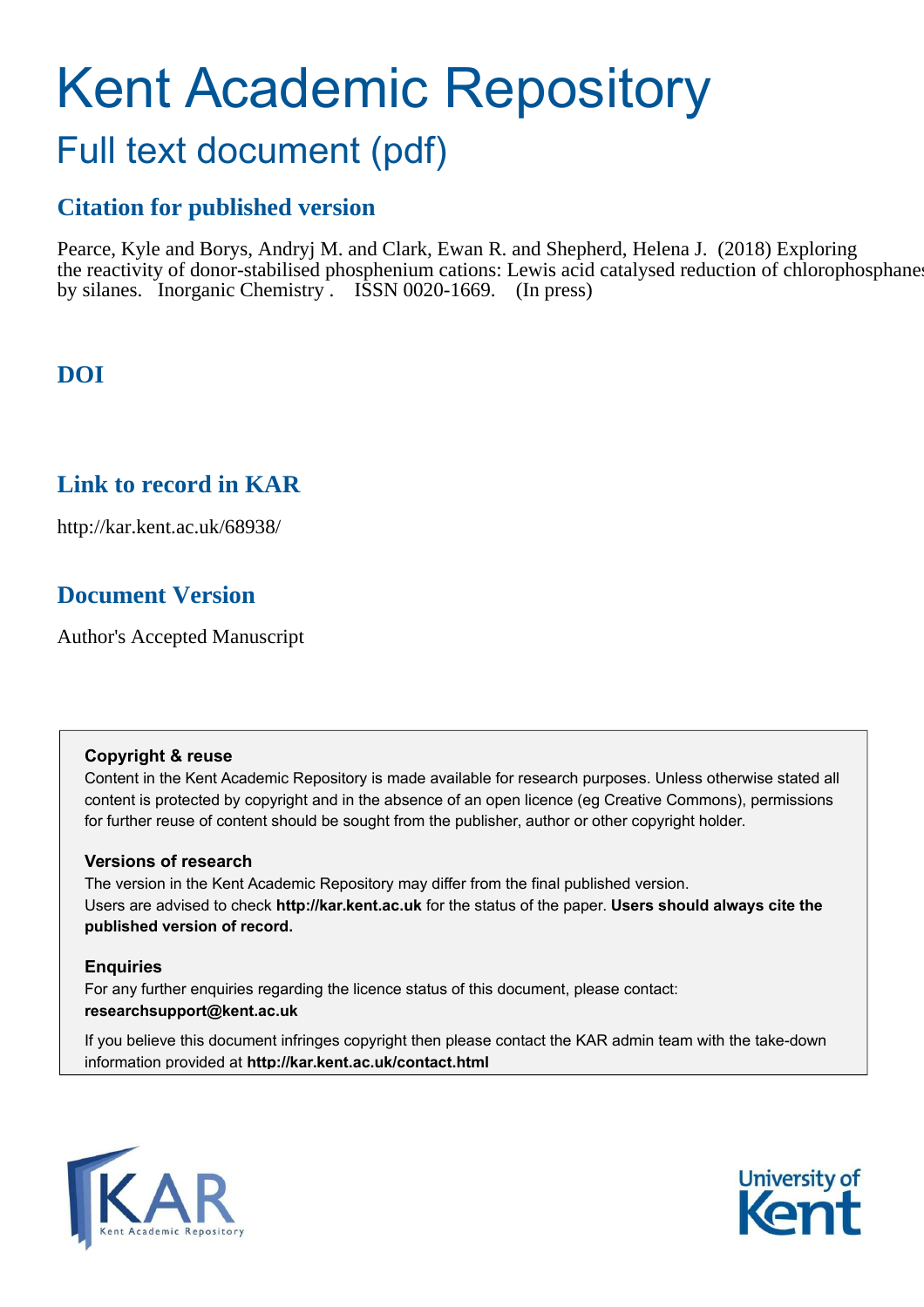# Kent Academic Repository

## Full text document (pdf)

## Citation for published version

Pearce, Kyle and Borys, Andryj M. and Clark, Ewan R. and Shepherd, Helena J. (2018) Exploring the reactivity of donor-stabilised phosphenium cations: Lewis acid catalysed reduction of chlorophosphanes by silanes. Inorganic Chemistry . ISSN 0020-1669. (In press)

## DOI

## Link to record in KAR

http://kar.kent.ac.uk/68938/

## Document Version

Author's Accepted Manuscript

**Copyright & reuse**

Content in the Kent Academic Repository is made available for research purposes. Unless otherwise stated all content is protected by copyright and in the absence of an open licence (eg Creative Commons), permissions for further reuse of content should be sought from the publisher, author or other copyright holder.

**Versions of research**

The version in the Kent Academic Repository may differ from the final published version.
Users are advised to check **http://kar.kent.ac.uk** for the status of the paper. **Users should always cite the published version of record.**

**Enquiries**

For any further enquiries regarding the licence status of this document, please contact:
**researchsupport@kent.ac.uk**

If you believe this document infringes copyright then please contact the KAR admin team with the take-down information provided at **http://kar.kent.ac.uk/contact.html**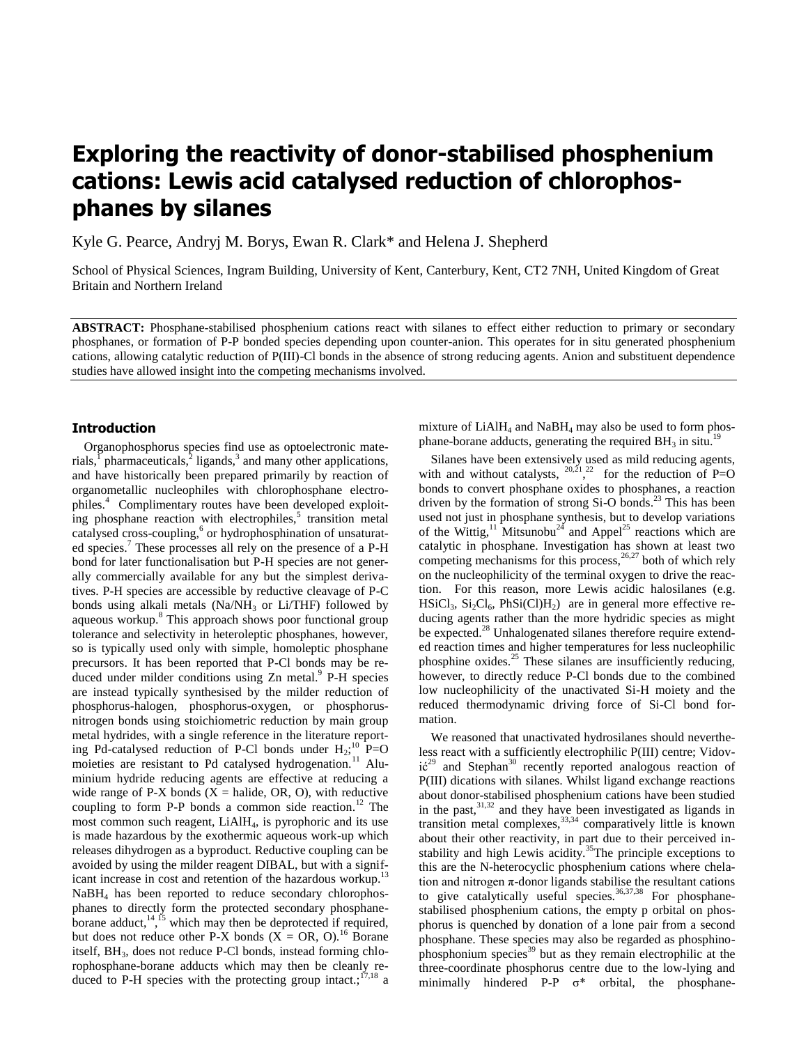# Exploring the reactivity of donor-stabilised phosphenium cations: Lewis acid catalysed reduction of chlorophosphanes by silanes

Kyle G. Pearce, Andryj M. Borys, Ewan R. Clark* and Helena J. Shepherd

School of Physical Sciences, Ingram Building, University of Kent, Canterbury, Kent, CT2 7NH, United Kingdom of Great Britain and Northern Ireland

**ABSTRACT:** Phosphane-stabilised phosphenium cations react with silanes to effect either reduction to primary or secondary phosphanes, or formation of P-P bonded species depending upon counter-anion. This operates for in situ generated phosphenium cations, allowing catalytic reduction of P(III)-Cl bonds in the absence of strong reducing agents. Anion and substituent dependence studies have allowed insight into the competing mechanisms involved.

## Introduction

Organophosphorus species find use as optoelectronic materials,[1] pharmaceuticals,[2] ligands,[3] and many other applications, and have historically been prepared primarily by reaction of organometallic nucleophiles with chlorophosphane electrophiles.[4] Complimentary routes have been developed exploiting phosphane reaction with electrophiles,[5] transition metal catalysed cross-coupling,[6] or hydrophosphination of unsaturated species.[7] These processes all rely on the presence of a P-H bond for later functionalisation but P-H species are not generally commercially available for any but the simplest derivatives. P-H species are accessible by reductive cleavage of P-C bonds using alkali metals ($Na/NH_3$ or Li/THF) followed by aqueous workup.[8] This approach shows poor functional group tolerance and selectivity in heteroleptic phosphanes, however, so is typically used only with simple, homoleptic phosphane precursors. It has been reported that P-Cl bonds may be reduced under milder conditions using Zn metal.[9] P-H species are instead typically synthesised by the milder reduction of phosphorus-halogen, phosphorus-oxygen, or phosphorus-nitrogen bonds using stoichiometric reduction by main group metal hydrides, with a single reference in the literature reporting Pd-catalysed reduction of P-Cl bonds under $H_2$;[10] P=O moieties are resistant to Pd catalysed hydrogenation.[11] Aluminium hydride reducing agents are effective at reducing a wide range of P-X bonds (X = halide, OR, O), with reductive coupling to form P-P bonds a common side reaction.[12] The most common such reagent, $LiAlH_4$, is pyrophoric and its use is made hazardous by the exothermic aqueous work-up which releases dihydrogen as a byproduct. Reductive coupling can be avoided by using the milder reagent DIBAL, but with a significant increase in cost and retention of the hazardous workup.[13] $NaBH_4$ has been reported to reduce secondary chlorophosphanes to directly form the protected secondary phosphane-borane adduct,[14,15] which may then be deprotected if required, but does not reduce other P-X bonds (X = OR, O).[16] Borane itself, $BH_3$, does not reduce P-Cl bonds, instead forming chlorophosphane-borane adducts which may then be cleanly reduced to P-H species with the protecting group intact.;[17,18] a mixture of $LiAlH_4$ and $NaBH_4$ may also be used to form phosphane-borane adducts, generating the required $BH_3$ in situ.[19]

Silanes have been extensively used as mild reducing agents, with and without catalysts, [20,21],[22] for the reduction of P=O bonds to convert phosphane oxides to phosphanes, a reaction driven by the formation of strong Si-O bonds.[23] This has been used not just in phosphane synthesis, but to develop variations of the Wittig,[11] Mitsunobu[24] and Appel[25] reactions which are catalytic in phosphane. Investigation has shown at least two competing mechanisms for this process,[26,27] both of which rely on the nucleophilicity of the terminal oxygen to drive the reaction. For this reason, more Lewis acidic halosilanes (e.g. $HSiCl_3$, $Si_2Cl_6$, $PhSi(Cl)H_2$) are in general more effective reducing agents rather than the more hydridic species as might be expected.[28] Unhalogenated silanes therefore require extended reaction times and higher temperatures for less nucleophilic phosphine oxides.[25] These silanes are insufficiently reducing, however, to directly reduce P-Cl bonds due to the combined low nucleophilicity of the unactivated Si-H moiety and the reduced thermodynamic driving force of Si-Cl bond formation.

We reasoned that unactivated hydrosilanes should nevertheless react with a sufficiently electrophilic P(III) centre; Vidović[29] and Stephan[30] recently reported analogous reaction of P(III) dications with silanes. Whilst ligand exchange reactions about donor-stabilised phosphenium cations have been studied in the past,[31,32] and they have been investigated as ligands in transition metal complexes,[33,34] comparatively little is known about their other reactivity, in part due to their perceived instability and high Lewis acidity.[35] The principle exceptions to this are the N-heterocyclic phosphenium cations where chelation and nitrogen π-donor ligands stabilise the resultant cations to give catalytically useful species.[36,37,38] For phosphane-stabilised phosphenium cations, the empty p orbital on phosphorus is quenched by donation of a lone pair from a second phosphane. These species may also be regarded as phosphinophosphonium species[39] but as they remain electrophilic at the three-coordinate phosphorus centre due to the low-lying and minimally hindered P-P σ* orbital, the phosphane-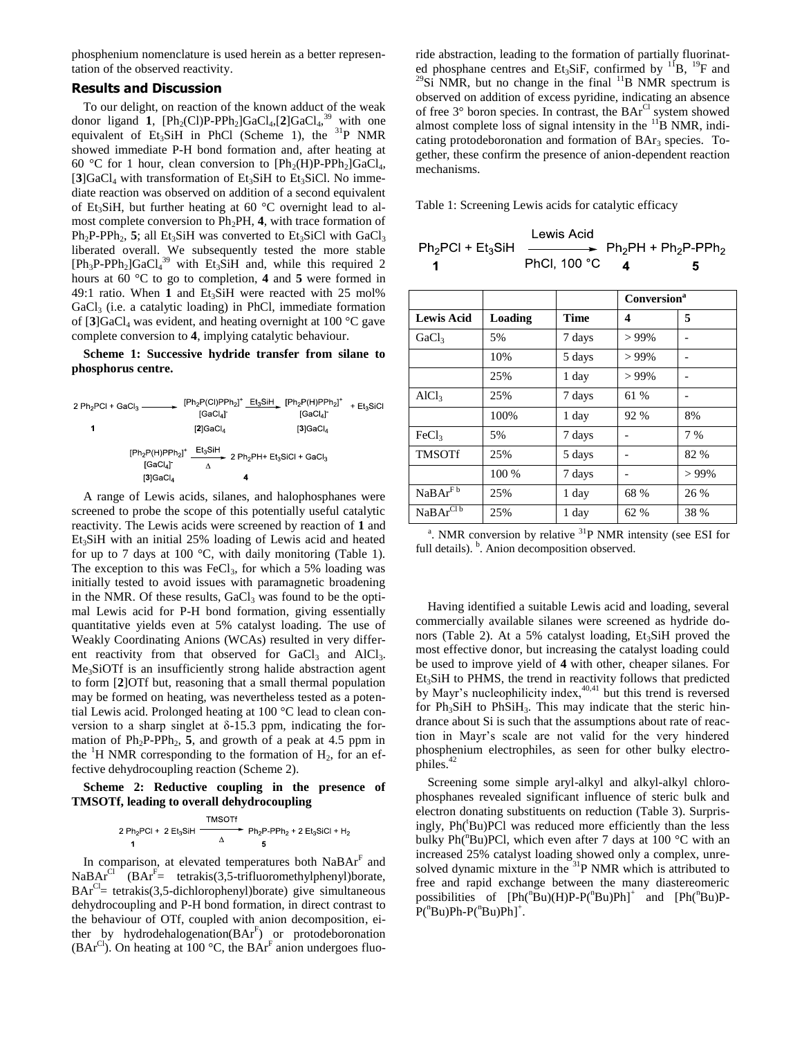phosphenium nomenclature is used herein as a better representation of the observed reactivity.

## Results and Discussion

To our delight, on reaction of the known adduct of the weak donor ligand **1**, $[Ph_2(Cl)P\text{-}PPh_2]GaCl_4$,[**2**]$GaCl_4$,[39] with one equivalent of $Et_3SiH$ in PhCl (Scheme 1), the $^{31}P$ NMR showed immediate P-H bond formation and, after heating at 60 °C for 1 hour, clean conversion to $[Ph_2(H)P\text{-}PPh_2]GaCl_4$, [**3**]$GaCl_4$ with transformation of $Et_3SiH$ to $Et_3SiCl$. No immediate reaction was observed on addition of a second equivalent of $Et_3SiH$, but further heating at 60 °C overnight lead to almost complete conversion to $Ph_2PH$, **4**, with trace formation of $Ph_2P\text{-}PPh_2$, **5**; all $Et_3SiH$ was converted to $Et_3SiCl$ with $GaCl_3$ liberated overall. We subsequently tested the more stable $[Ph_3P\text{-}PPh_2]GaCl_4$[39] with $Et_3SiH$ and, while this required 2 hours at 60 °C to go to completion, **4** and **5** were formed in 49:1 ratio. When **1** and $Et_3SiH$ were reacted with 25 mol% $GaCl_3$ (i.e. a catalytic loading) in PhCl, immediate formation of [**3**]$GaCl_4$ was evident, and heating overnight at 100 °C gave complete conversion to **4**, implying catalytic behaviour.

**Scheme 1: Successive hydride transfer from silane to phosphorus centre.**

$$2\,Ph_2PCl + GaCl_3 \longrightarrow \underset{[\mathbf{2}]GaCl_4}{[Ph_2P(Cl)PPh_2]^+[GaCl_4]^-} \xrightarrow{Et_3SiH} \underset{[\mathbf{3}]GaCl_4}{[Ph_2P(H)PPh_2]^+[GaCl_4]^-} + Et_3SiCl$$

$$\underset{[\mathbf{3}]GaCl_4}{[Ph_2P(H)PPh_2]^+[GaCl_4]^-} \xrightarrow[\Delta]{Et_3SiH} 2\,\underset{\mathbf{4}}{Ph_2PH} + Et_3SiCl + GaCl_3$$

A range of Lewis acids, silanes, and halophosphanes were screened to probe the scope of this potentially useful catalytic reactivity. The Lewis acids were screened by reaction of **1** and $Et_3SiH$ with an initial 25% loading of Lewis acid and heated for up to 7 days at 100 °C, with daily monitoring (Table 1). The exception to this was $FeCl_3$, for which a 5% loading was initially tested to avoid issues with paramagnetic broadening in the NMR. Of these results, $GaCl_3$ was found to be the optimal Lewis acid for P-H bond formation, giving essentially quantitative yields even at 5% catalyst loading. The use of Weakly Coordinating Anions (WCAs) resulted in very different reactivity from that observed for $GaCl_3$ and $AlCl_3$. $Me_3SiOTf$ is an insufficiently strong halide abstraction agent to form [**2**]OTf but, reasoning that a small thermal population may be formed on heating, was nevertheless tested as a potential Lewis acid. Prolonged heating at 100 °C lead to clean conversion to a sharp singlet at $\delta$-15.3 ppm, indicating the formation of $Ph_2P\text{-}PPh_2$, **5**, and growth of a peak at 4.5 ppm in the $^1H$ NMR corresponding to the formation of $H_2$, for an effective dehydrocoupling reaction (Scheme 2).

**Scheme 2: Reductive coupling in the presence of TMSOTf, leading to overall dehydrocoupling**

$$2\,\underset{\mathbf{1}}{Ph_2PCl} + 2\,Et_3SiH \xrightarrow[\Delta]{TMSOTf} \underset{\mathbf{5}}{Ph_2P\text{-}PPh_2} + 2\,Et_3SiCl + H_2$$

In comparison, at elevated temperatures both $NaBAr^F$ and $NaBAr^{Cl}$ ($BAr^F$= tetrakis(3,5-trifluoromethylphenyl)borate, $BAr^{Cl}$= tetrakis(3,5-dichlorophenyl)borate) give simultaneous dehydrocoupling and P-H bond formation, in direct contrast to the behaviour of OTf, coupled with anion decomposition, either by hydrodehalogenation($BAr^F$) or protodeboronation ($BAr^{Cl}$). On heating at 100 °C, the $BAr^F$ anion undergoes fluoride abstraction, leading to the formation of partially fluorinated phosphane centres and $Et_3SiF$, confirmed by $^{11}B$, $^{19}F$ and $^{29}Si$ NMR, but no change in the final $^{11}B$ NMR spectrum is observed on addition of excess pyridine, indicating an absence of free 3° boron species. In contrast, the $BAr^{Cl}$ system showed almost complete loss of signal intensity in the $^{11}B$ NMR, indicating protodeboronation and formation of $BAr_3$ species. Together, these confirm the presence of anion-dependent reaction mechanisms.

Table 1: Screening Lewis acids for catalytic efficacy

$$\underset{\mathbf{1}}{Ph_2PCl} + Et_3SiH \xrightarrow[\text{PhCl, 100 °C}]{\text{Lewis Acid}} \underset{\mathbf{4}}{Ph_2PH} + \underset{\mathbf{5}}{Ph_2P\text{-}PPh_2}$$

| | | | **Conversion**[a] | |
|---|---|---|---|---|
| **Lewis Acid** | **Loading** | **Time** | **4** | **5** |
| $GaCl_3$ | 5% | 7 days | > 99% | - |
| | 10% | 5 days | > 99% | - |
| | 25% | 1 day | > 99% | - |
| $AlCl_3$ | 25% | 7 days | 61 % | - |
| | 100% | 1 day | 92 % | 8% |
| $FeCl_3$ | 5% | 7 days | - | 7 % |
| TMSOTf | 25% | 5 days | - | 82 % |
| | 100 % | 7 days | - | > 99% |
| $NaBAr^F$ [b] | 25% | 1 day | 68 % | 26 % |
| $NaBAr^{Cl}$ [b] | 25% | 1 day | 62 % | 38 % |

[a]. NMR conversion by relative $^{31}P$ NMR intensity (see ESI for full details). [b]. Anion decomposition observed.

Having identified a suitable Lewis acid and loading, several commercially available silanes were screened as hydride donors (Table 2). At a 5% catalyst loading, $Et_3SiH$ proved the most effective donor, but increasing the catalyst loading could be used to improve yield of **4** with other, cheaper silanes. For $Et_3SiH$ to PHMS, the trend in reactivity follows that predicted by Mayr's nucleophilicity index,[40,41] but this trend is reversed for $Ph_3SiH$ to $PhSiH_3$. This may indicate that the steric hindrance about Si is such that the assumptions about rate of reaction in Mayr's scale are not valid for the very hindered phosphenium electrophiles, as seen for other bulky electrophiles.[42]

Screening some simple aryl-alkyl and alkyl-alkyl chlorophosphanes revealed significant influence of steric bulk and electron donating substituents on reduction (Table 3). Surprisingly, $Ph(^tBu)PCl$ was reduced more efficiently than the less bulky $Ph(^nBu)PCl$, which even after 7 days at 100 °C with an increased 25% catalyst loading showed only a complex, unresolved dynamic mixture in the $^{31}P$ NMR which is attributed to free and rapid exchange between the many diastereomeric possibilities of $[Ph(^nBu)(H)P\text{-}P(^nBu)Ph]^+$ and $[Ph(^nBu)P\text{-}P(^nBu)Ph\text{-}P(^nBu)Ph]^+$.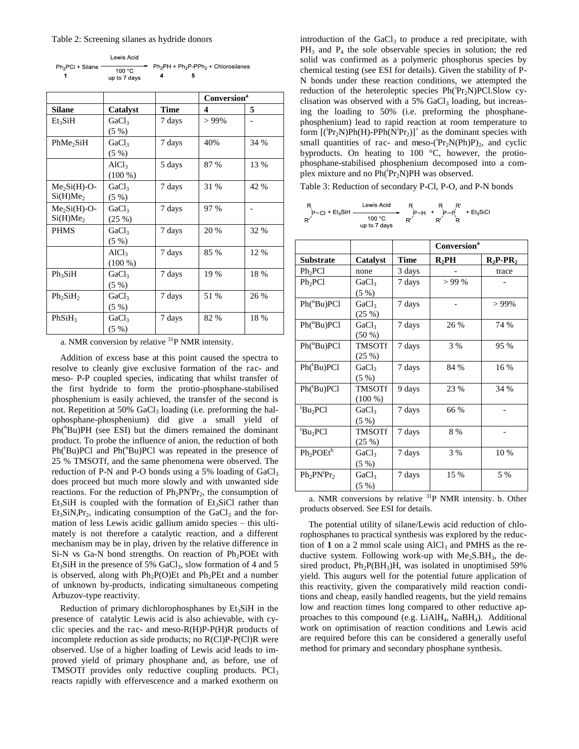Table 2: Screening silanes as hydride donors

$$Ph_2PCl\ (\mathbf{1}) + \text{Silane} \xrightarrow[\text{100 °C, up to 7 days}]{\text{Lewis Acid}} Ph_2PH\ (\mathbf{4}) + Ph_2P\text{-}PPh_2\ (\mathbf{5}) + \text{Chlorosilanes}$$

| | | | Conversion[a] | |
|---|---|---|---|---|
| **Silane** | **Catalyst** | **Time** | **4** | **5** |
| $Et_3SiH$ | $GaCl_3$ (5 %) | 7 days | > 99% | - |
| $PhMe_2SiH$ | $GaCl_3$ (5 %) | 7 days | 40% | 34 % |
| | $AlCl_3$ (100 %) | 5 days | 87 % | 13 % |
| $Me_2Si(H)$-O-$Si(H)Me_2$ | $GaCl_3$ (5 %) | 7 days | 31 % | 42 % |
| $Me_2Si(H)$-O-$Si(H)Me_2$ | $GaCl_3$ (25 %) | 7 days | 97 % | - |
| PHMS | $GaCl_3$ (5 %) | 7 days | 20 % | 32 % |
| | $AlCl_3$ (100 %) | 7 days | 85 % | 12 % |
| $Ph_3SiH$ | $GaCl_3$ (5 %) | 7 days | 19 % | 18 % |
| $Ph_2SiH_2$ | $GaCl_3$ (5 %) | 7 days | 51 % | 26 % |
| $PhSiH_3$ | $GaCl_3$ (5 %) | 7 days | 82 % | 18 % |

a. NMR conversion by relative $^{31}P$ NMR intensity.

Addition of excess base at this point caused the spectra to resolve to cleanly give exclusive formation of the rac- and meso- P-P coupled species, indicating that whilst transfer of the first hydride to form the protio-phosphane-stabilised phosphenium is easily achieved, the transfer of the second is not. Repetition at 50% $GaCl_3$ loading (i.e. preforming the halophosphane-phosphenium) did give a small yield of $Ph(^nBu)PH$ (see ESI) but the dimers remained the dominant product. To probe the influence of anion, the reduction of both $Ph(^tBu)PCl$ and $Ph(^nBu)PCl$ was repeated in the presence of 25 % TMSOTf, and the same phenomena were observed. The reduction of P-N and P-O bonds using a 5% loading of $GaCl_3$ does proceed but much more slowly and with unwanted side reactions. For the reduction of $Ph_2PN^iPr_2$, the consumption of $Et_3SiH$ is coupled with the formation of $Et_3SiCl$ rather than $Et_3SiN_iPr_2$, indicating consumption of the $GaCl_3$ and the formation of less Lewis acidic gallium amido species – this ultimately is not therefore a catalytic reaction, and a different mechanism may be in play, driven by the relative difference in Si-N vs Ga-N bond strengths. On reaction of $Ph_2POEt$ with $Et_3SiH$ in the presence of 5% $GaCl_3$, slow formation of 4 and 5 is observed, along with $Ph_2P(O)Et$ and $Ph_2PEt$ and a number of unknown by-products, indicating simultaneous competing Arbuzov-type reactivity.

Reduction of primary dichlorophosphanes by $Et_3SiH$ in the presence of catalytic Lewis acid is also achievable, with cyclic species and the rac- and meso-R(H)P-P(H)R products of incomplete reduction as side products; no R(Cl)P-P(Cl)R were observed. Use of a higher loading of Lewis acid leads to improved yield of primary phosphane and, as before, use of TMSOTf provides only reductive coupling products. $PCl_3$ reacts rapidly with effervescence and a marked exotherm on introduction of the $GaCl_3$ to produce a red precipitate, with $PH_3$ and $P_4$ the sole observable species in solution; the red solid was confirmed as a polymeric phosphorus species by chemical testing (see ESI for details). Given the stability of P-N bonds under these reaction conditions, we attempted the reduction of the heteroleptic species $Ph(^iPr_2N)PCl$.Slow cyclisation was observed with a 5% $GaCl_3$ loading, but increasing the loading to 50% (i.e. preforming the phosphane-phosphenium) lead to rapid reaction at room temperature to form $[(^iPr_2N)Ph(H)\text{-}PPh(N^iPr_2)]^+$ as the dominant species with small quantities of rac- and meso-$(^iPr_2N(Ph)P)_2$, and cyclic byproducts. On heating to 100 °C, however, the protio-phosphane-stabilised phosphenium decomposed into a complex mixture and no $Ph(^iPr_2N)PH$ was observed.

Table 3: Reduction of secondary P-Cl, P-O, and P-N bonds

$$RR'P\text{-}Cl + Et_3SiH \xrightarrow[\text{100 °C, up to 7 days}]{\text{Lewis Acid}} RR'P\text{-}H + RR'P\text{-}PRR' + Et_3SiCl$$

| | | | Conversion[a] | |
|---|---|---|---|---|
| **Substrate** | **Catalyst** | **Time** | **$R_2PH$** | **$R_2P$-$PR_2$** |
| $Ph_2PCl$ | none | 3 days | - | trace |
| $Ph_2PCl$ | $GaCl_3$ (5 %) | 7 days | > 99 % | - |
| $Ph(^nBu)PCl$ | $GaCl_3$ (25 %) | 7 days | - | > 99% |
| $Ph(^nBu)PCl$ | $GaCl_3$ (50 %) | 7 days | 26 % | 74 % |
| $Ph(^nBu)PCl$ | TMSOTf (25 %) | 7 days | 3 % | 95 % |
| $Ph(^tBu)PCl$ | $GaCl_3$ (5 %) | 7 days | 84 % | 16 % |
| $Ph(^tBu)PCl$ | TMSOTf (100 %) | 9 days | 23 % | 34 % |
| $^tBu_2PCl$ | $GaCl_3$ (5 %) | 7 days | 66 % | - |
| $^tBu_2PCl$ | TMSOTf (25 %) | 7 days | 8 % | - |
| $Ph_2POEt$[b] | $GaCl_3$ (5 %) | 7 days | 3 % | 10 % |
| $Ph_2PN^iPr_2$ | $GaCl_3$ (5 %) | 7 days | 15 % | 5 % |

a. NMR conversions by relative $^{31}P$ NMR intensity. b. Other products observed. See ESI for details.

The potential utility of silane/Lewis acid reduction of chlorophosphanes to practical synthesis was explored by the reduction of **1** on a 2 mmol scale using $AlCl_3$ and PMHS as the reductive system. Following work-up with $Me_2S.BH_3$, the desired product, $Ph_2P(BH_3)H$, was isolated in unoptimised 59% yield. This augurs well for the potential future application of this reactivity, given the comparatively mild reaction conditions and cheap, easily handled reagents, but the yield remains low and reaction times long compared to other reductive approaches to this compound (e.g. $LiAlH_4$, $NaBH_4$). Additional work on optimisation of reaction conditions and Lewis acid are required before this can be considered a generally useful method for primary and secondary phosphane synthesis.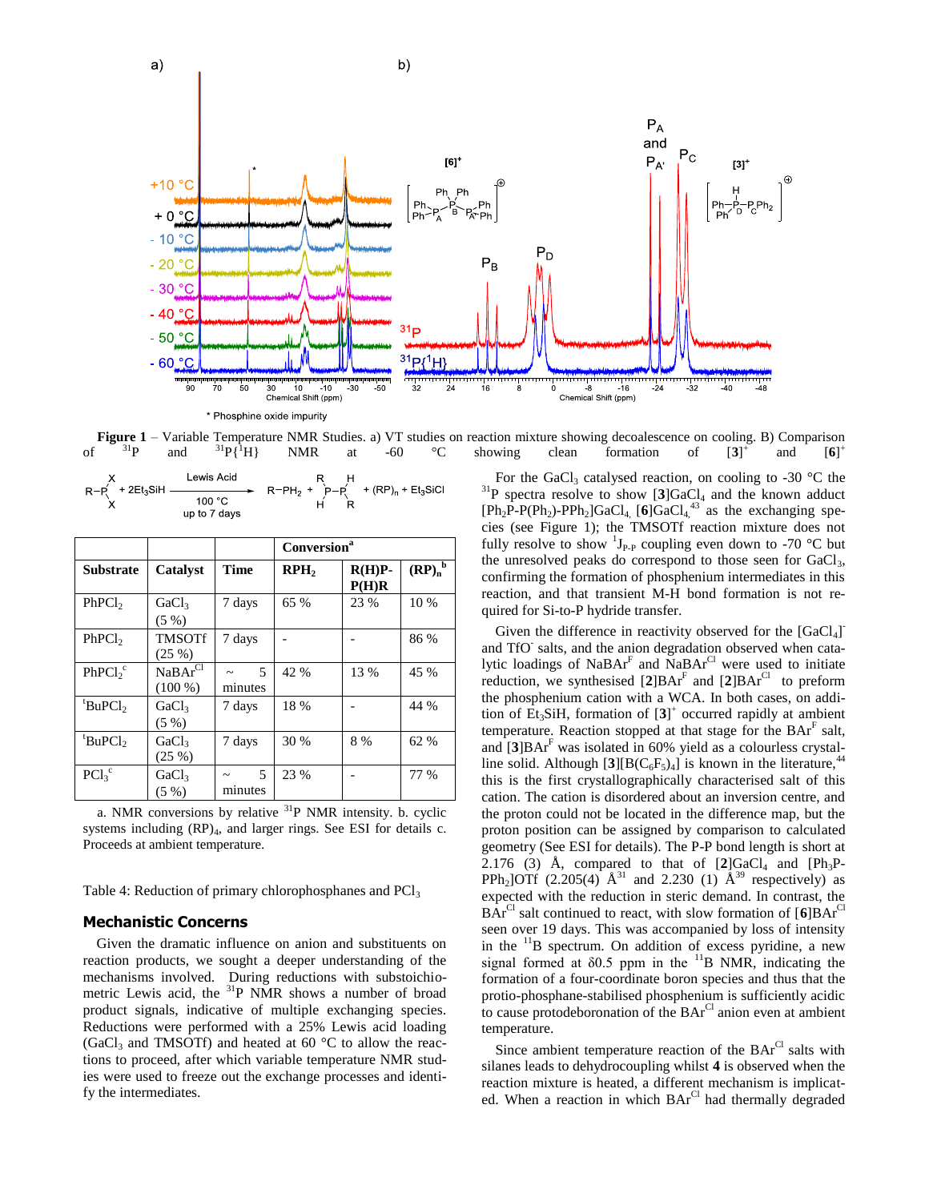**Figure 1** – Variable Temperature NMR Studies. a) VT studies on reaction mixture showing decoalescence on cooling. B) Comparison of $^{31}P$ and $^{31}P\{^1H\}$ NMR at -60 °C showing clean formation of [3]$^+$ and [6]$^+$

$$R{-}PX_2 + 2Et_3SiH \xrightarrow[\text{100 °C, up to 7 days}]{\text{Lewis Acid}} R{-}PH_2 + R(H)P{-}P(H)R + (RP)_n + Et_3SiCl$$

| | | | Conversion[a] | | |
|---|---|---|---|---|---|
| **Substrate** | **Catalyst** | **Time** | **$RPH_2$** | **R(H)P-P(H)R** | **$(RP)_n$[b]** |
| $PhPCl_2$ | $GaCl_3$ (5 %) | 7 days | 65 % | 23 % | 10 % |
| $PhPCl_2$ | TMSOTf (25 %) | 7 days | - | - | 86 % |
| $PhPCl_2$[c] | $NaBAr^{Cl}$ (100 %) | ~ 5 minutes | 42 % | 13 % | 45 % |
| $^tBuPCl_2$ | $GaCl_3$ (5 %) | 7 days | 18 % | - | 44 % |
| $^tBuPCl_2$ | $GaCl_3$ (25 %) | 7 days | 30 % | 8 % | 62 % |
| $PCl_3$[c] | $GaCl_3$ (5 %) | ~ 5 minutes | 23 % | - | 77 % |

a. NMR conversions by relative $^{31}P$ NMR intensity. b. cyclic systems including $(RP)_4$, and larger rings. See ESI for details c. Proceeds at ambient temperature.

Table 4: Reduction of primary chlorophosphanes and $PCl_3$

## Mechanistic Concerns

Given the dramatic influence on anion and substituents on reaction products, we sought a deeper understanding of the mechanisms involved. During reductions with substoichiometric Lewis acid, the $^{31}P$ NMR shows a number of broad product signals, indicative of multiple exchanging species. Reductions were performed with a 25% Lewis acid loading ($GaCl_3$ and TMSOTf) and heated at 60 °C to allow the reactions to proceed, after which variable temperature NMR studies were used to freeze out the exchange processes and identify the intermediates.

For the $GaCl_3$ catalysed reaction, on cooling to -30 °C the $^{31}P$ spectra resolve to show [3]$GaCl_4$ and the known adduct $[Ph_2P\text{-}P(Ph_2)\text{-}PPh_2]GaCl_4$, [6]$GaCl_4$[43] as the exchanging species (see Figure 1); the TMSOTf reaction mixture does not fully resolve to show $^1J_{P\text{-}P}$ coupling even down to -70 °C but the unresolved peaks do correspond to those seen for $GaCl_3$, confirming the formation of phosphenium intermediates in this reaction, and that transient M-H bond formation is not required for Si-to-P hydride transfer.

Given the difference in reactivity observed for the $[GaCl_4]^-$ and $TfO^-$ salts, and the anion degradation observed when catalytic loadings of $NaBAr^F$ and $NaBAr^{Cl}$ were used to initiate reduction, we synthesised [2]$BAr^F$ and [2]$BAr^{Cl}$ to preform the phosphenium cation with a WCA. In both cases, on addition of $Et_3SiH$, formation of [3]$^+$ occurred rapidly at ambient temperature. Reaction stopped at that stage for the $BAr^F$ salt, and [3]$BAr^F$ was isolated in 60% yield as a colourless crystalline solid. Although [3][$B(C_6F_5)_4$] is known in the literature,[44] this is the first crystallographically characterised salt of this cation. The cation is disordered about an inversion centre, and the proton could not be located in the difference map, but the proton position can be assigned by comparison to calculated geometry (See ESI for details). The P-P bond length is short at 2.176 (3) Å, compared to that of [2]$GaCl_4$ and $[Ph_3P\text{-}PPh_2]OTf$ (2.205(4) Å[31] and 2.230 (1) Å[39] respectively) as expected with the reduction in steric demand. In contrast, the $BAr^{Cl}$ salt continued to react, with slow formation of [6]$BAr^{Cl}$ seen over 19 days. This was accompanied by loss of intensity in the $^{11}B$ spectrum. On addition of excess pyridine, a new signal formed at δ0.5 ppm in the $^{11}B$ NMR, indicating the formation of a four-coordinate boron species and thus that the protio-phosphane-stabilised phosphenium is sufficiently acidic to cause protodeboronation of the $BAr^{Cl}$ anion even at ambient temperature.

Since ambient temperature reaction of the $BAr^{Cl}$ salts with silanes leads to dehydrocoupling whilst **4** is observed when the reaction mixture is heated, a different mechanism is implicated. When a reaction in which $BAr^{Cl}$ had thermally degraded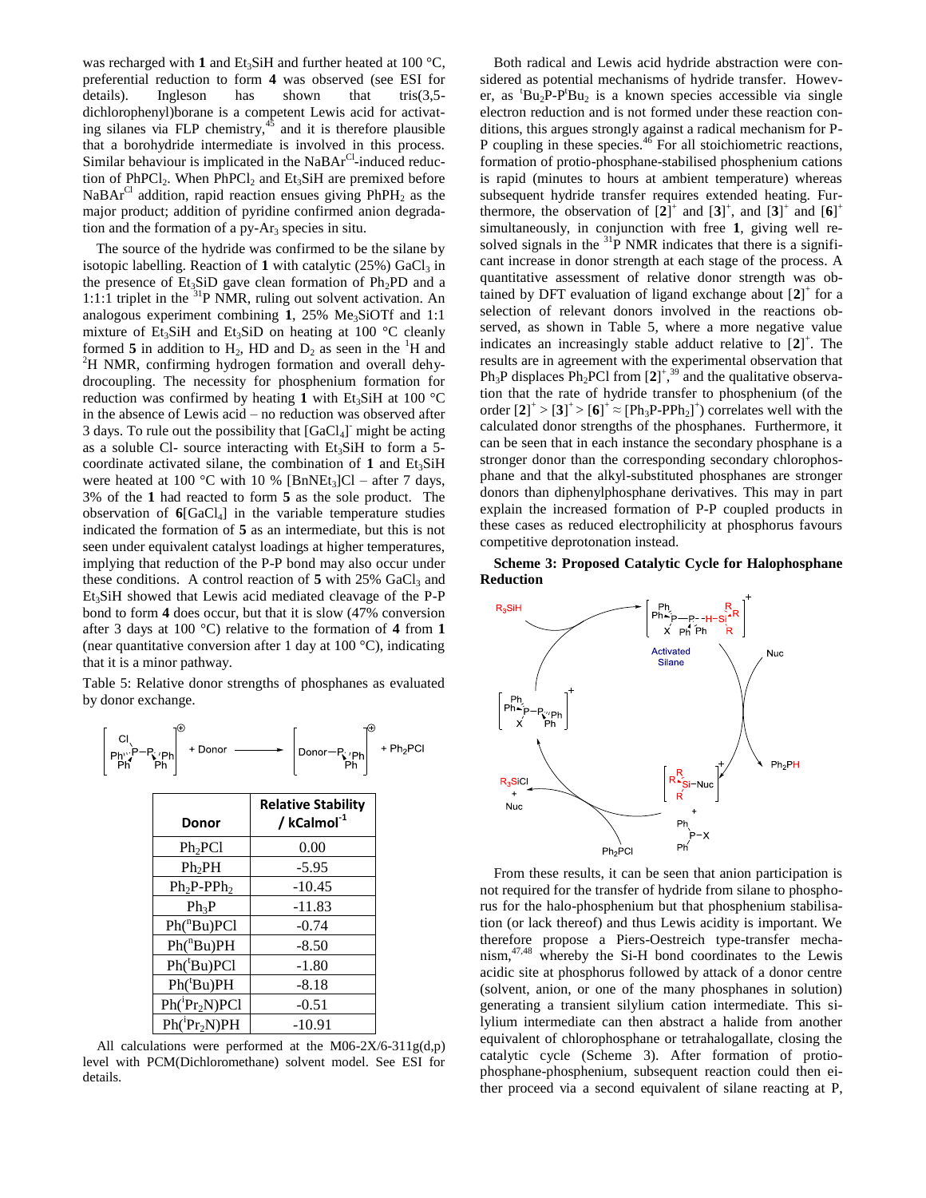was recharged with **1** and $Et_3SiH$ and further heated at 100 °C, preferential reduction to form **4** was observed (see ESI for details). Ingleson has shown that tris(3,5-dichlorophenyl)borane is a competent Lewis acid for activating silanes via FLP chemistry,[45] and it is therefore plausible that a borohydride intermediate is involved in this process. Similar behaviour is implicated in the $NaBAr^{Cl}$-induced reduction of $PhPCl_2$. When $PhPCl_2$ and $Et_3SiH$ are premixed before $NaBAr^{Cl}$ addition, rapid reaction ensues giving $PhPH_2$ as the major product; addition of pyridine confirmed anion degradation and the formation of a py-$Ar_3$ species in situ.

The source of the hydride was confirmed to be the silane by isotopic labelling. Reaction of **1** with catalytic (25%) $GaCl_3$ in the presence of $Et_3SiD$ gave clean formation of $Ph_2PD$ and a 1:1:1 triplet in the $^{31}P$ NMR, ruling out solvent activation. An analogous experiment combining **1**, 25% $Me_3SiOTf$ and 1:1 mixture of $Et_3SiH$ and $Et_3SiD$ on heating at 100 °C cleanly formed **5** in addition to $H_2$, HD and $D_2$ as seen in the $^1H$ and $^2H$ NMR, confirming hydrogen formation and overall dehydrocoupling. The necessity for phosphenium formation for reduction was confirmed by heating **1** with $Et_3SiH$ at 100 °C in the absence of Lewis acid – no reduction was observed after 3 days. To rule out the possibility that $[GaCl_4]^-$ might be acting as a soluble Cl- source interacting with $Et_3SiH$ to form a 5-coordinate activated silane, the combination of **1** and $Et_3SiH$ were heated at 100 °C with 10 % $[BnNEt_3]Cl$ – after 7 days, 3% of the **1** had reacted to form **5** as the sole product. The observation of **6**$[GaCl_4]$ in the variable temperature studies indicated the formation of **5** as an intermediate, but this is not seen under equivalent catalyst loadings at higher temperatures, implying that reduction of the P-P bond may also occur under these conditions. A control reaction of **5** with 25% $GaCl_3$ and $Et_3SiH$ showed that Lewis acid mediated cleavage of the P-P bond to form **4** does occur, but that it is slow (47% conversion after 3 days at 100 °C) relative to the formation of **4** from **1** (near quantitative conversion after 1 day at 100 °C), indicating that it is a minor pathway.

Table 5: Relative donor strengths of phosphanes as evaluated by donor exchange.

$[Ph_2P(Cl)\text{-}PPh_2]^+$ + Donor → $[\text{Donor}\text{-}PPh_2]^+$ + $Ph_2PCl$

| Donor | Relative Stability / kCalmol$^{-1}$ |
|---|---|
| $Ph_2PCl$ | 0.00 |
| $Ph_2PH$ | -5.95 |
| $Ph_2P\text{-}PPh_2$ | -10.45 |
| $Ph_3P$ | -11.83 |
| $Ph(^nBu)PCl$ | -0.74 |
| $Ph(^nBu)PH$ | -8.50 |
| $Ph(^tBu)PCl$ | -1.80 |
| $Ph(^tBu)PH$ | -8.18 |
| $Ph(^iPr_2N)PCl$ | -0.51 |
| $Ph(^iPr_2N)PH$ | -10.91 |

All calculations were performed at the M06-2X/6-311g(d,p) level with PCM(Dichloromethane) solvent model. See ESI for details.

Both radical and Lewis acid hydride abstraction were considered as potential mechanisms of hydride transfer. However, as $^tBu_2P\text{-}P^tBu_2$ is a known species accessible via single electron reduction and is not formed under these reaction conditions, this argues strongly against a radical mechanism for P-P coupling in these species.[46] For all stoichiometric reactions, formation of protio-phosphane-stabilised phosphenium cations is rapid (minutes to hours at ambient temperature) whereas subsequent hydride transfer requires extended heating. Furthermore, the observation of $[\mathbf{2}]^+$ and $[\mathbf{3}]^+$, and $[\mathbf{3}]^+$ and $[\mathbf{6}]^+$ simultaneously, in conjunction with free **1**, giving well resolved signals in the $^{31}P$ NMR indicates that there is a significant increase in donor strength at each stage of the process. A quantitative assessment of relative donor strength was obtained by DFT evaluation of ligand exchange about $[\mathbf{2}]^+$ for a selection of relevant donors involved in the reactions observed, as shown in Table 5, where a more negative value indicates an increasingly stable adduct relative to $[\mathbf{2}]^+$. The results are in agreement with the experimental observation that $Ph_3P$ displaces $Ph_2PCl$ from $[\mathbf{2}]^+$,[39] and the qualitative observation that the rate of hydride transfer to phosphenium (of the order $[\mathbf{2}]^+ > [\mathbf{3}]^+ > [\mathbf{6}]^+ \approx [Ph_3P\text{-}PPh_2]^+$) correlates well with the calculated donor strengths of the phosphanes. Furthermore, it can be seen that in each instance the secondary phosphane is a stronger donor than the corresponding secondary chlorophosphane and that the alkyl-substituted phosphanes are stronger donors than diphenylphosphane derivatives. This may in part explain the increased formation of P-P coupled products in these cases as reduced electrophilicity at phosphorus favours competitive deprotonation instead.

**Scheme 3: Proposed Catalytic Cycle for Halophosphane Reduction**

From these results, it can be seen that anion participation is not required for the transfer of hydride from silane to phosphorus for the halo-phosphenium but that phosphenium stabilisation (or lack thereof) and thus Lewis acidity is important. We therefore propose a Piers-Oestreich type-transfer mechanism,[47,48] whereby the Si-H bond coordinates to the Lewis acidic site at phosphorus followed by attack of a donor centre (solvent, anion, or one of the many phosphanes in solution) generating a transient silylium cation intermediate. This silylium intermediate can then abstract a halide from another equivalent of chlorophosphane or tetrahalogallate, closing the catalytic cycle (Scheme 3). After formation of protio-phosphane-phosphenium, subsequent reaction could then either proceed via a second equivalent of silane reacting at P,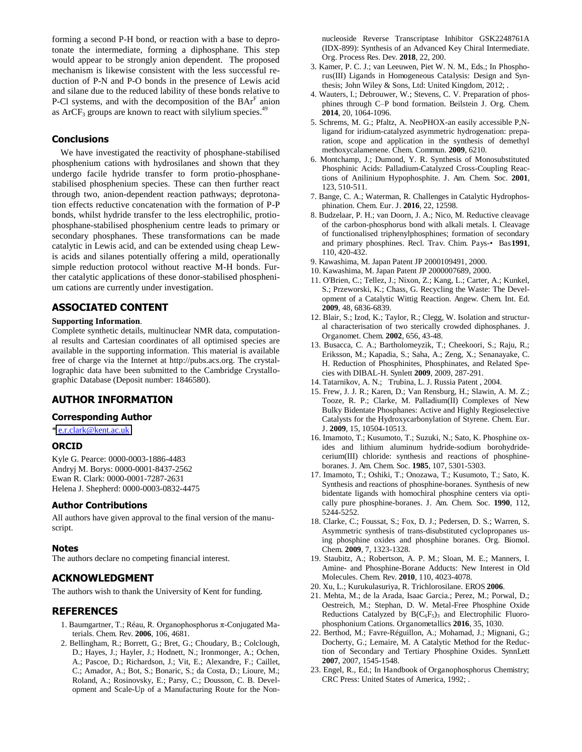forming a second P-H bond, or reaction with a base to deprotonate the intermediate, forming a diphosphane. This step would appear to be strongly anion dependent. The proposed mechanism is likewise consistent with the less successful reduction of P-N and P-O bonds in the presence of Lewis acid and silane due to the reduced lability of these bonds relative to P-Cl systems, and with the decomposition of the $BAr^F$ anion as $ArCF_3$ groups are known to react with silylium species.[49]

## Conclusions

We have investigated the reactivity of phosphane-stabilised phosphenium cations with hydrosilanes and shown that they undergo facile hydride transfer to form protio-phosphane-stabilised phosphenium species. These can then further react through two, anion-dependent reaction pathways; deprotonation effects reductive concatenation with the formation of P-P bonds, whilst hydride transfer to the less electrophilic, protio-phosphane-stabilised phosphenium centre leads to primary or secondary phosphanes. These transformations can be made catalytic in Lewis acid, and can be extended using cheap Lewis acids and silanes potentially offering a mild, operationally simple reduction protocol without reactive M-H bonds. Further catalytic applications of these donor-stabilised phosphenium cations are currently under investigation.

## ASSOCIATED CONTENT

**Supporting Information**.

Complete synthetic details, multinuclear NMR data, computational results and Cartesian coordinates of all optimised species are available in the supporting information. This material is available free of charge via the Internet at http://pubs.acs.org. The crystallographic data have been submitted to the Cambridge Crystallographic Database (Deposit number: 1846580).

## AUTHOR INFORMATION

### Corresponding Author

*e.r.clark@kent.ac.uk

### ORCID

Kyle G. Pearce: 0000-0003-1886-4483
Andryj M. Borys: 0000-0001-8437-2562
Ewan R. Clark: 0000-0001-7287-2631
Helena J. Shepherd: 0000-0003-0832-4475

### Author Contributions

All authors have given approval to the final version of the manuscript.

### Notes

The authors declare no competing financial interest.

## ACKNOWLEDGMENT

The authors wish to thank the University of Kent for funding.

## REFERENCES

1. Baumgartner, T.; Réau, R. Organophosphorus π-Conjugated Materials. Chem. Rev. **2006**, 106, 4681.
2. Bellingham, R.; Borrett, G.; Bret, G.; Choudary, B.; Colclough, D.; Hayes, J.; Hayler, J.; Hodnett, N.; Ironmonger, A.; Ochen, A.; Pascoe, D.; Richardson, J.; Vit, E.; Alexandre, F.; Caillet, C.; Amador, A.; Bot, S.; Bonaric, S.; da Costa, D.; Lioure, M.; Roland, A.; Rosinovsky, E.; Parsy, C.; Dousson, C. B. Development and Scale-Up of a Manufacturing Route for the Non-nucleoside Reverse Transcriptase Inhibitor GSK2248761A (IDX-899): Synthesis of an Advanced Key Chiral Intermediate. Org. Process Res. Dev. **2018**, 22, 200.
3. Kamer, P. C. J.; van Leeuwen, Piet W. N. M., Eds.; In Phosphorus(III) Ligands in Homogeneous Catalysis: Design and Synthesis; John Wiley & Sons, Ltd: United Kingdom, 2012; .
4. Wauters, I.; Debrouwer, W.; Stevens, C. V. Preparation of phosphines through C–P bond formation. Beilstein J. Org. Chem. **2014**, 20, 1064-1096.
5. Schrems, M. G.; Pfaltz, A. NeoPHOX-an easily accessible P,N-ligand for iridium-catalyzed asymmetric hydrogenation: preparation, scope and application in the synthesis of demethyl methoxycalamenene. Chem. Commun. **2009**, 6210.
6. Montchamp, J.; Dumond, Y. R. Synthesis of Monosubstituted Phosphinic Acids: Palladium-Catalyzed Cross-Coupling Reactions of Anilinium Hypophosphite. J. Am. Chem. Soc. **2001**, 123, 510-511.
7. Bange, C. A.; Waterman, R. Challenges in Catalytic Hydrophosphination. Chem. Eur. J. **2016**, 22, 12598.
8. Budzelaar, P. H.; van Doorn, J. A.; Nico, M. Reductive cleavage of the carbon-phosphorus bond with alkali metals. I. Cleavage of functionalised triphenylphosphines; formation of secondary and primary phosphines. Recl. Trav. Chim. Pays-• Bas**1991**, 110, 420-432.
9. Kawashima, M. Japan Patent JP 2000109491, 2000.
10. Kawashima, M. Japan Patent JP 2000007689, 2000.
11. O'Brien, C.; Tellez, J.; Nixon, Z.; Kang, L.; Carter, A.; Kunkel, S.; Przeworski, K.; Chass, G. Recycling the Waste: The Development of a Catalytic Wittig Reaction. Angew. Chem. Int. Ed. **2009**, 48, 6836-6839.
12. Blair, S.; Izod, K.; Taylor, R.; Clegg, W. Isolation and structural characterisation of two sterically crowded diphosphanes. J. Organomet. Chem. **2002**, 656, 43-48.
13. Busacca, C. A.; Bartholomeyzik, T.; Cheekoori, S.; Raju, R.; Eriksson, M.; Kapadia, S.; Saha, A.; Zeng, X.; Senanayake, C. H. Reduction of Phosphinites, Phosphinates, and Related Species with DIBAL-H. Synlett **2009**, 2009, 287-291.
14. Tatarnikov, A. N.; Trubina, L. J. Russia Patent , 2004.
15. Frew, J. J. R.; Karen, D.; Van Rensburg, H.; Slawin, A. M. Z.; Tooze, R. P.; Clarke, M. Palladium(II) Complexes of New Bulky Bidentate Phosphanes: Active and Highly Regioselective Catalysts for the Hydroxycarbonylation of Styrene. Chem. Eur. J. **2009**, 15, 10504-10513.
16. Imamoto, T.; Kusumoto, T.; Suzuki, N.; Sato, K. Phosphine oxides and lithium aluminum hydride-sodium borohydride-cerium(III) chloride: synthesis and reactions of phosphine-boranes. J. Am. Chem. Soc. **1985**, 107, 5301-5303.
17. Imamoto, T.; Oshiki, T.; Onozawa, T.; Kusumoto, T.; Sato, K. Synthesis and reactions of phosphine-boranes. Synthesis of new bidentate ligands with homochiral phosphine centers via optically pure phosphine-boranes. J. Am. Chem. Soc. **1990**, 112, 5244-5252.
18. Clarke, C.; Foussat, S.; Fox, D. J.; Pedersen, D. S.; Warren, S. Asymmetric synthesis of trans-disubstituted cyclopropanes using phosphine oxides and phosphine boranes. Org. Biomol. Chem. **2009**, 7, 1323-1328.
19. Staubitz, A.; Robertson, A. P. M.; Sloan, M. E.; Manners, I. Amine- and Phosphine-Borane Adducts: New Interest in Old Molecules. Chem. Rev. **2010**, 110, 4023-4078.
20. Xu, L.; Kurukulasuriya, R. Trichlorosilane. EROS **2006**.
21. Mehta, M.; de la Arada, Isaac Garcia.; Perez, M.; Porwal, D.; Oestreich, M.; Stephan, D. W. Metal-Free Phosphine Oxide Reductions Catalyzed by $B(C_6F_5)_3$ and Electrophilic Fluorophosphonium Cations. Organometallics **2016**, 35, 1030.
22. Berthod, M.; Favre-Réguillon, A.; Mohamad, J.; Mignani, G.; Docherty, G.; Lemaire, M. A Catalytic Method for the Reduction of Secondary and Tertiary Phosphine Oxides. SynnLett **2007**, 2007, 1545-1548.
23. Engel, R., Ed.; In Handbook of Organophosphorus Chemistry; CRC Press: United States of America, 1992; .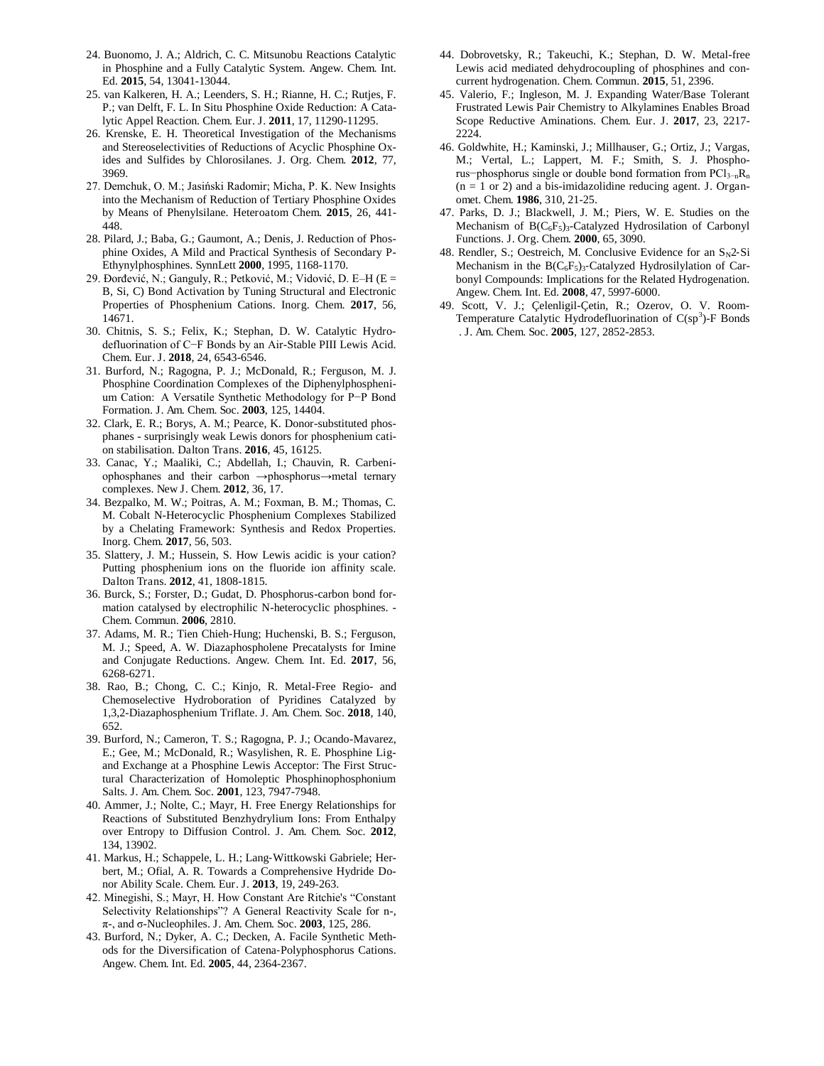24. Buonomo, J. A.; Aldrich, C. C. Mitsunobu Reactions Catalytic in Phosphine and a Fully Catalytic System. Angew. Chem. Int. Ed. **2015**, 54, 13041-13044.
25. van Kalkeren, H. A.; Leenders, S. H.; Rianne, H. C.; Rutjes, F. P.; van Delft, F. L. In Situ Phosphine Oxide Reduction: A Catalytic Appel Reaction. Chem. Eur. J. **2011**, 17, 11290-11295.
26. Krenske, E. H. Theoretical Investigation of the Mechanisms and Stereoselectivities of Reductions of Acyclic Phosphine Oxides and Sulfides by Chlorosilanes. J. Org. Chem. **2012**, 77, 3969.
27. Demchuk, O. M.; Jasiński Radomir; Micha, P. K. New Insights into the Mechanism of Reduction of Tertiary Phosphine Oxides by Means of Phenylsilane. Heteroatom Chem. **2015**, 26, 441-448.
28. Pilard, J.; Baba, G.; Gaumont, A.; Denis, J. Reduction of Phosphine Oxides, A Mild and Practical Synthesis of Secondary P-Ethynylphosphines. SynnLett **2000**, 1995, 1168-1170.
29. Đorđević, N.; Ganguly, R.; Petković, M.; Vidović, D. E–H (E = B, Si, C) Bond Activation by Tuning Structural and Electronic Properties of Phosphenium Cations. Inorg. Chem. **2017**, 56, 14671.
30. Chitnis, S. S.; Felix, K.; Stephan, D. W. Catalytic Hydrodefluorination of C−F Bonds by an Air-Stable PIII Lewis Acid. Chem. Eur. J. **2018**, 24, 6543-6546.
31. Burford, N.; Ragogna, P. J.; McDonald, R.; Ferguson, M. J. Phosphine Coordination Complexes of the Diphenylphosphenium Cation: A Versatile Synthetic Methodology for P−P Bond Formation. J. Am. Chem. Soc. **2003**, 125, 14404.
32. Clark, E. R.; Borys, A. M.; Pearce, K. Donor-substituted phosphanes - surprisingly weak Lewis donors for phosphenium cation stabilisation. Dalton Trans. **2016**, 45, 16125.
33. Canac, Y.; Maaliki, C.; Abdellah, I.; Chauvin, R. Carbeniophosphanes and their carbon →phosphorus→metal ternary complexes. New J. Chem. **2012**, 36, 17.
34. Bezpalko, M. W.; Poitras, A. M.; Foxman, B. M.; Thomas, C. M. Cobalt N-Heterocyclic Phosphenium Complexes Stabilized by a Chelating Framework: Synthesis and Redox Properties. Inorg. Chem. **2017**, 56, 503.
35. Slattery, J. M.; Hussein, S. How Lewis acidic is your cation? Putting phosphenium ions on the fluoride ion affinity scale. Dalton Trans. **2012**, 41, 1808-1815.
36. Burck, S.; Forster, D.; Gudat, D. Phosphorus-carbon bond formation catalysed by electrophilic N-heterocyclic phosphines. - Chem. Commun. **2006**, 2810.
37. Adams, M. R.; Tien Chieh-Hung; Huchenski, B. S.; Ferguson, M. J.; Speed, A. W. Diazaphospholene Precatalysts for Imine and Conjugate Reductions. Angew. Chem. Int. Ed. **2017**, 56, 6268-6271.
38. Rao, B.; Chong, C. C.; Kinjo, R. Metal-Free Regio- and Chemoselective Hydroboration of Pyridines Catalyzed by 1,3,2-Diazaphosphenium Triflate. J. Am. Chem. Soc. **2018**, 140, 652.
39. Burford, N.; Cameron, T. S.; Ragogna, P. J.; Ocando-Mavarez, E.; Gee, M.; McDonald, R.; Wasylishen, R. E. Phosphine Ligand Exchange at a Phosphine Lewis Acceptor: The First Structural Characterization of Homoleptic Phosphinophosphonium Salts. J. Am. Chem. Soc. **2001**, 123, 7947-7948.
40. Ammer, J.; Nolte, C.; Mayr, H. Free Energy Relationships for Reactions of Substituted Benzhydrylium Ions: From Enthalpy over Entropy to Diffusion Control. J. Am. Chem. Soc. **2012**, 134, 13902.
41. Markus, H.; Schappele, L. H.; Lang-Wittkowski Gabriele; Herbert, M.; Ofial, A. R. Towards a Comprehensive Hydride Donor Ability Scale. Chem. Eur. J. **2013**, 19, 249-263.
42. Minegishi, S.; Mayr, H. How Constant Are Ritchie's "Constant Selectivity Relationships"? A General Reactivity Scale for n-, π-, and σ-Nucleophiles. J. Am. Chem. Soc. **2003**, 125, 286.
43. Burford, N.; Dyker, A. C.; Decken, A. Facile Synthetic Methods for the Diversification of Catena-Polyphosphorus Cations. Angew. Chem. Int. Ed. **2005**, 44, 2364-2367.
44. Dobrovetsky, R.; Takeuchi, K.; Stephan, D. W. Metal-free Lewis acid mediated dehydrocoupling of phosphines and concurrent hydrogenation. Chem. Commun. **2015**, 51, 2396.
45. Valerio, F.; Ingleson, M. J. Expanding Water/Base Tolerant Frustrated Lewis Pair Chemistry to Alkylamines Enables Broad Scope Reductive Aminations. Chem. Eur. J. **2017**, 23, 2217-2224.
46. Goldwhite, H.; Kaminski, J.; Millhauser, G.; Ortiz, J.; Vargas, M.; Vertal, L.; Lappert, M. F.; Smith, S. J. Phosphorus−phosphorus single or double bond formation from $PCl_{3-n}R_n$ (n = 1 or 2) and a bis-imidazolidine reducing agent. J. Organomet. Chem. **1986**, 310, 21-25.
47. Parks, D. J.; Blackwell, J. M.; Piers, W. E. Studies on the Mechanism of $B(C_6F_5)_3$-Catalyzed Hydrosilation of Carbonyl Functions. J. Org. Chem. **2000**, 65, 3090.
48. Rendler, S.; Oestreich, M. Conclusive Evidence for an $S_N2$-Si Mechanism in the $B(C_6F_5)_3$-Catalyzed Hydrosilylation of Carbonyl Compounds: Implications for the Related Hydrogenation. Angew. Chem. Int. Ed. **2008**, 47, 5997-6000.
49. Scott, V. J.; Çelenligil-Çetin, R.; Ozerov, O. V. Room-Temperature Catalytic Hydrodefluorination of $C(sp^3)$-F Bonds . J. Am. Chem. Soc. **2005**, 127, 2852-2853.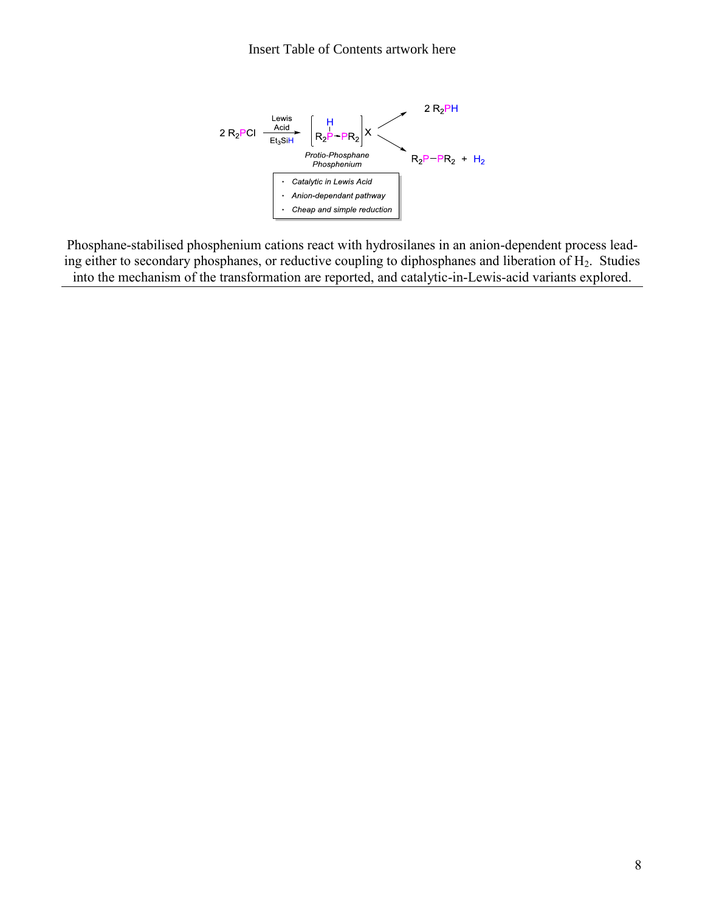Insert Table of Contents artwork here

2 R$_2$PCl → (Lewis Acid, Et$_3$SiH) [R$_2$P(H)←PR$_2$]X → 2 R$_2$PH or R$_2$P−PR$_2$ + H$_2$

*Protio-Phosphane Phosphenium*

- *Catalytic in Lewis Acid*
- *Anion-dependant pathway*
- *Cheap and simple reduction*

Phosphane-stabilised phosphenium cations react with hydrosilanes in an anion-dependent process leading either to secondary phosphanes, or reductive coupling to diphosphanes and liberation of $H_2$. Studies into the mechanism of the transformation are reported, and catalytic-in-Lewis-acid variants explored.